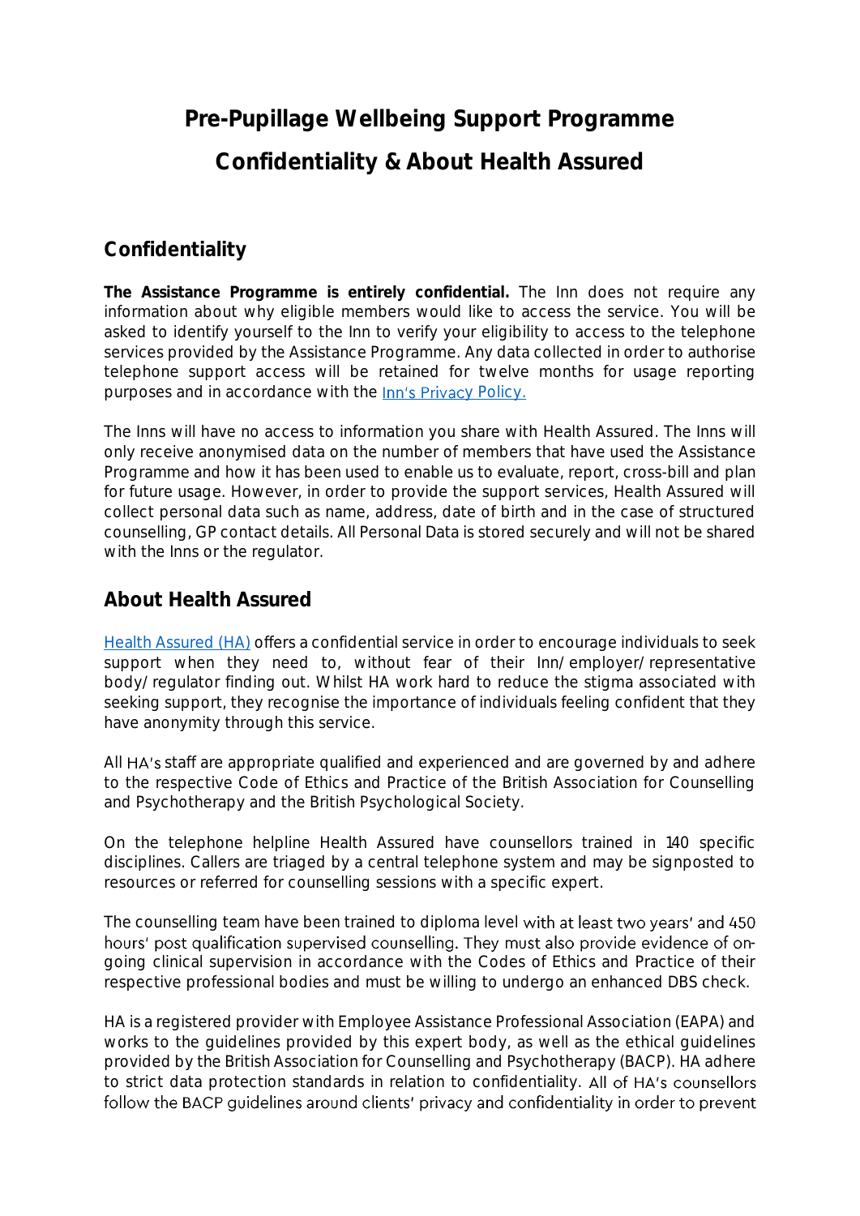# Pre-Pupillage Wellbeing Support Programme

# Confidentiality & About Health Assured

## Confidentiality

**The Assistance Programme is entirely confidential.** The Inn does not require any information about why eligible members would like to access the service. You will be asked to identify yourself to the Inn to verify your eligibility to access to the telephone services provided by the Assistance Programme. Any data collected in order to authorise telephone support access will be retained for twelve months for usage reporting purposes and in accordance with the Inn's Privacy Policy.

The Inns will have no access to information you share with Health Assured. The Inns will only receive anonymised data on the number of members that have used the Assistance Programme and how it has been used to enable us to evaluate, report, cross-bill and plan for future usage. However, in order to provide the support services, Health Assured will collect personal data such as name, address, date of birth and in the case of structured counselling, GP contact details. All Personal Data is stored securely and will not be shared with the Inns or the regulator.

## About Health Assured

Health Assured (HA) offers a confidential service in order to encourage individuals to seek support when they need to, without fear of their Inn/employer/representative body/regulator finding out. Whilst HA work hard to reduce the stigma associated with seeking support, they recognise the importance of individuals feeling confident that they have anonymity through this service.

All HA's staff are appropriate qualified and experienced and are governed by and adhere to the respective Code of Ethics and Practice of the British Association for Counselling and Psychotherapy and the British Psychological Society.

On the telephone helpline Health Assured have counsellors trained in 140 specific disciplines. Callers are triaged by a central telephone system and may be signposted to resources or referred for counselling sessions with a specific expert.

The counselling team have been trained to diploma level with at least two years' and 450 hours' post qualification supervised counselling. They must also provide evidence of on-going clinical supervision in accordance with the Codes of Ethics and Practice of their respective professional bodies and must be willing to undergo an enhanced DBS check.

HA is a registered provider with Employee Assistance Professional Association (EAPA) and works to the guidelines provided by this expert body, as well as the ethical guidelines provided by the British Association for Counselling and Psychotherapy (BACP). HA adhere to strict data protection standards in relation to confidentiality. All of HA's counsellors follow the BACP guidelines around clients' privacy and confidentiality in order to prevent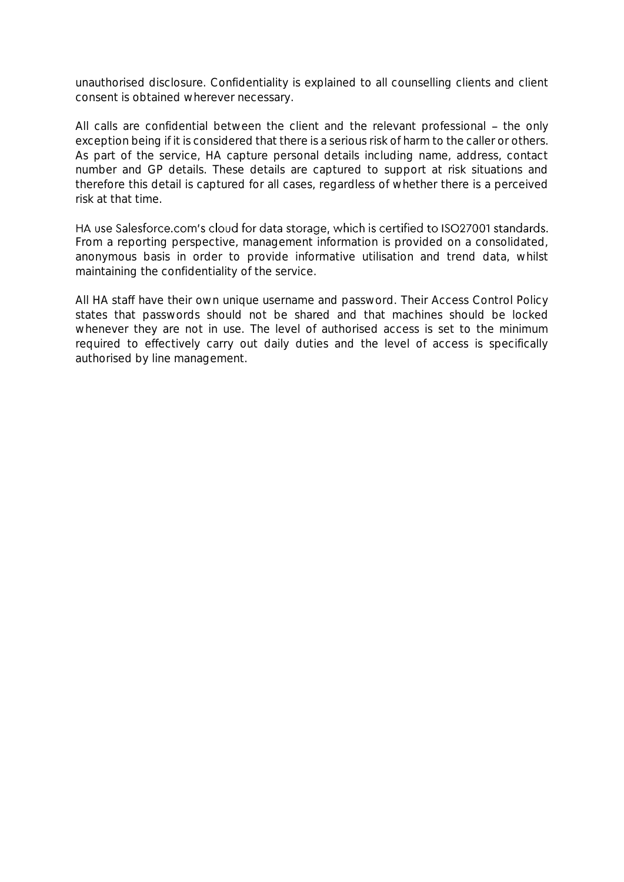unauthorised disclosure. Confidentiality is explained to all counselling clients and client consent is obtained wherever necessary.

All calls are confidential between the client and the relevant professional – the only exception being if it is considered that there is a serious risk of harm to the caller or others. As part of the service, HA capture personal details including name, address, contact number and GP details. These details are captured to support at risk situations and therefore this detail is captured for all cases, regardless of whether there is a perceived risk at that time.

HA use Salesforce.com's cloud for data storage, which is certified to ISO27001 standards. From a reporting perspective, management information is provided on a consolidated, anonymous basis in order to provide informative utilisation and trend data, whilst maintaining the confidentiality of the service.

All HA staff have their own unique username and password. Their Access Control Policy states that passwords should not be shared and that machines should be locked whenever they are not in use. The level of authorised access is set to the minimum required to effectively carry out daily duties and the level of access is specifically authorised by line management.